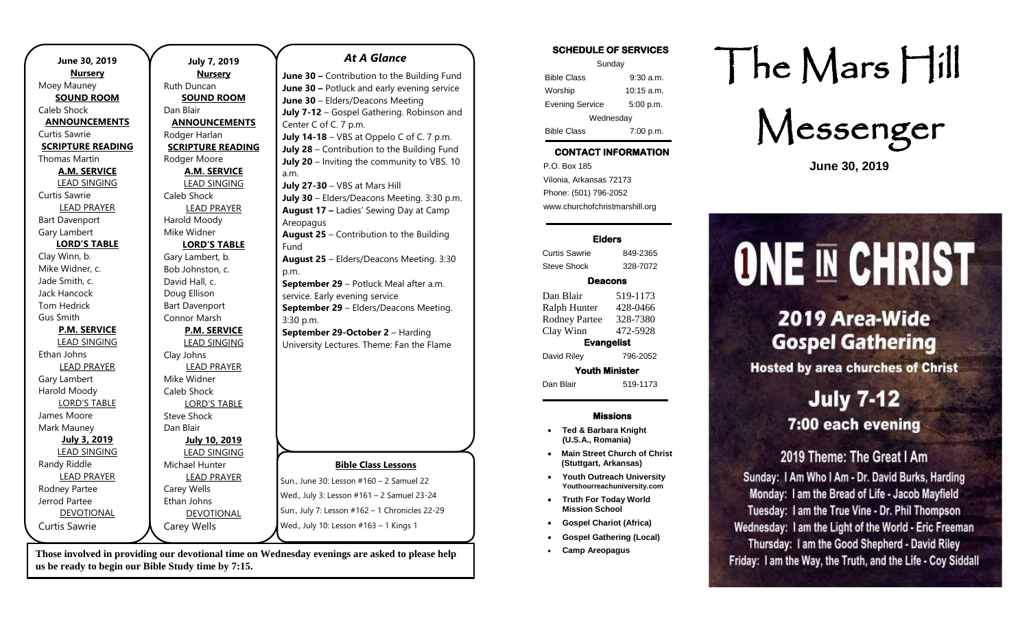**June 30, 2019**

**Nursery**
Moey Mauney

**SOUND ROOM**
Caleb Shock

**ANNOUNCEMENTS**
Curtis Sawrie

**SCRIPTURE READING**
Thomas Martin

**A.M. SERVICE**

LEAD SINGING
Curtis Sawrie

LEAD PRAYER
Bart Davenport
Gary Lambert

**LORD'S TABLE**
Clay Winn, b.
Mike Widner, c.
Jade Smith, c.
Jack Hancock
Tom Hedrick
Gus Smith

**P.M. SERVICE**

LEAD SINGING
Ethan Johns

LEAD PRAYER
Gary Lambert
Harold Moody

LORD'S TABLE
James Moore
Mark Mauney

**July 3, 2019**

LEAD SINGING
Randy Riddle

LEAD PRAYER
Rodney Partee
Jerrod Partee

DEVOTIONAL
Curtis Sawrie

**July 7, 2019**

**Nursery**
Ruth Duncan

**SOUND ROOM**
Dan Blair

**ANNOUNCEMENTS**
Rodger Harlan

**SCRIPTURE READING**
Rodger Moore

**A.M. SERVICE**

LEAD SINGING
Caleb Shock

LEAD PRAYER
Harold Moody
Mike Widner

**LORD'S TABLE**
Gary Lambert, b.
Bob Johnston, c.
David Hall, c.
Doug Ellison
Bart Davenport
Connor Marsh

**P.M. SERVICE**

LEAD SINGING
Clay Johns

LEAD PRAYER
Mike Widner
Caleb Shock

LORD'S TABLE
Steve Shock
Dan Blair

**July 10, 2019**

LEAD SINGING
Michael Hunter

LEAD PRAYER
Carey Wells
Ethan Johns

DEVOTIONAL
Carey Wells

## *At A Glance*

**June 30 –** Contribution to the Building Fund
**June 30 –** Potluck and early evening service
**June 30** – Elders/Deacons Meeting
**July 7-12** – Gospel Gathering. Robinson and Center C of C. 7 p.m.
**July 14-18** – VBS at Oppelo C of C. 7 p.m.
**July 28** – Contribution to the Building Fund
**July 20** – Inviting the community to VBS. 10 a.m.
**July 27-30** – VBS at Mars Hill
**July 30** – Elders/Deacons Meeting. 3:30 p.m.
**August 17 –** Ladies' Sewing Day at Camp Areopagus
**August 25** – Contribution to the Building Fund
**August 25** – Elders/Deacons Meeting. 3:30 p.m.
**September 29** – Potluck Meal after a.m. service. Early evening service
**September 29** – Elders/Deacons Meeting. 3:30 p.m.
**September 29-October 2** – Harding University Lectures. Theme: Fan the Flame

**Bible Class Lessons**

Sun., June 30: Lesson #160 – 2 Samuel 22
Wed., July 3: Lesson #161 – 2 Samuel 23-24
Sun., July 7: Lesson #162 – 1 Chronicles 22-29
Wed., July 10: Lesson #163 – 1 Kings 1

**Those involved in providing our devotional time on Wednesday evenings are asked to please help us be ready to begin our Bible Study time by 7:15.**

**SCHEDULE OF SERVICES**

| Sunday | |
|---|---|
| Bible Class | 9:30 a.m. |
| Worship | 10:15 a.m. |
| Evening Service | 5:00 p.m. |
| Wednesday | |
| Bible Class | 7:00 p.m. |

**CONTACT INFORMATION**

P.O. Box 185
Vilonia, Arkansas 72173
Phone: (501) 796-2052
www.churchofchristmarshill.org

**Elders**

| Curtis Sawrie | 849-2365 |
|---|---|
| Steve Shock | 328-7072 |

**Deacons**

| Dan Blair | 519-1173 |
|---|---|
| Ralph Hunter | 428-0466 |
| Rodney Partee | 328-7380 |
| Clay Winn | 472-5928 |

**Evangelist**

| David Riley | 796-2052 |
|---|---|

**Youth Minister**

| Dan Blair | 519-1173 |
|---|---|

**Missions**

- **Ted & Barbara Knight (U.S.A., Romania)**
- **Main Street Church of Christ (Stuttgart, Arkansas)**
- **Youth Outreach University Youthourreachuniversity.com**
- **Truth For Today World Mission School**
- **Gospel Chariot (Africa)**
- **Gospel Gathering (Local)**
- **Camp Areopagus**

# The Mars Hill Messenger

**June 30, 2019**

# ONE IN CHRIST

## 2019 Area-Wide Gospel Gathering

**Hosted by area churches of Christ**

**July 7-12**
**7:00 each evening**

2019 Theme: The Great I Am

Sunday: I Am Who I Am - Dr. David Burks, Harding
Monday: I am the Bread of Life - Jacob Mayfield
Tuesday: I am the True Vine - Dr. Phil Thompson
Wednesday: I am the Light of the World - Eric Freeman
Thursday: I am the Good Shepherd - David Riley
Friday: I am the Way, the Truth, and the Life - Coy Siddall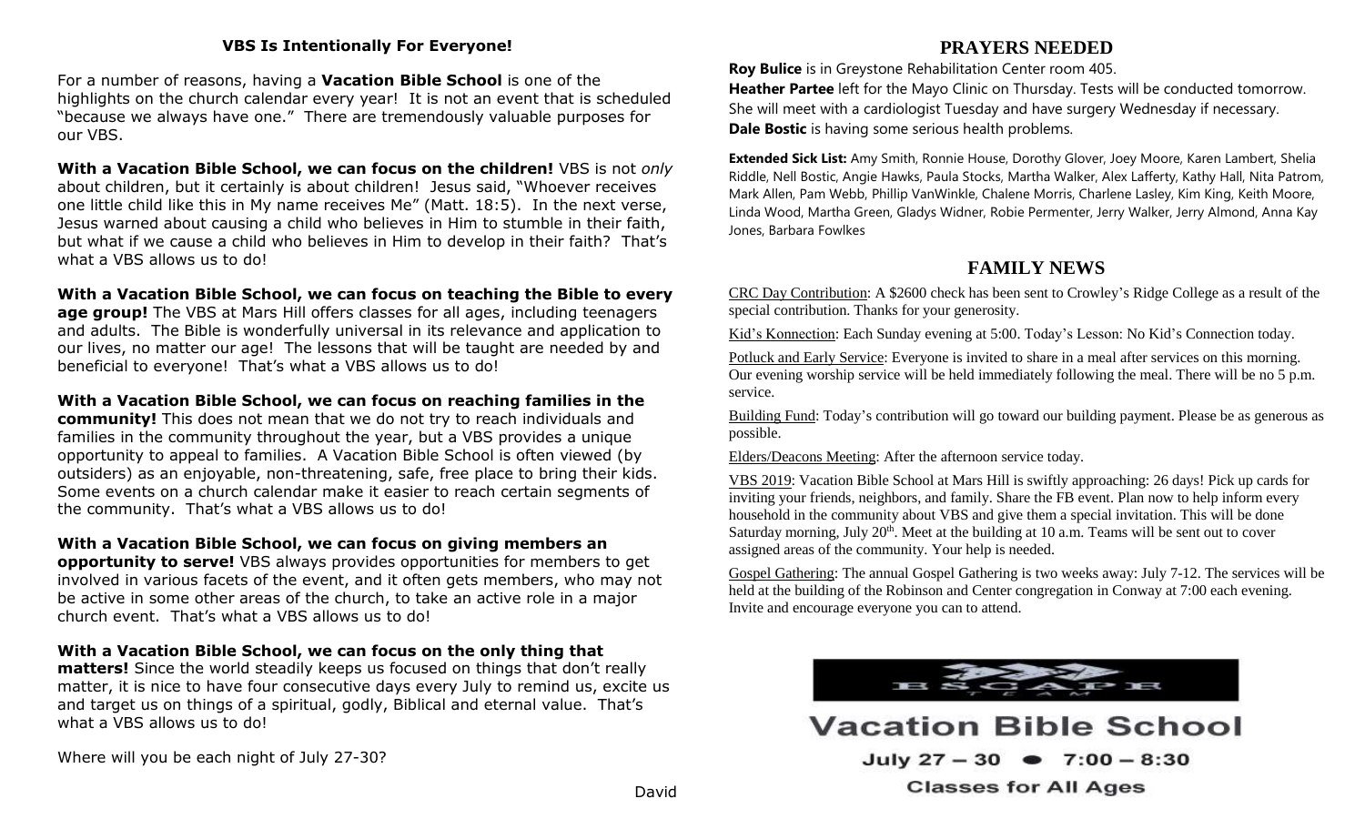## VBS Is Intentionally For Everyone!

For a number of reasons, having a **Vacation Bible School** is one of the highlights on the church calendar every year! It is not an event that is scheduled "because we always have one." There are tremendously valuable purposes for our VBS.

**With a Vacation Bible School, we can focus on the children!** VBS is not *only* about children, but it certainly is about children! Jesus said, "Whoever receives one little child like this in My name receives Me" (Matt. 18:5). In the next verse, Jesus warned about causing a child who believes in Him to stumble in their faith, but what if we cause a child who believes in Him to develop in their faith? That's what a VBS allows us to do!

**With a Vacation Bible School, we can focus on teaching the Bible to every age group!** The VBS at Mars Hill offers classes for all ages, including teenagers and adults. The Bible is wonderfully universal in its relevance and application to our lives, no matter our age! The lessons that will be taught are needed by and beneficial to everyone! That's what a VBS allows us to do!

**With a Vacation Bible School, we can focus on reaching families in the community!** This does not mean that we do not try to reach individuals and families in the community throughout the year, but a VBS provides a unique opportunity to appeal to families. A Vacation Bible School is often viewed (by outsiders) as an enjoyable, non-threatening, safe, free place to bring their kids. Some events on a church calendar make it easier to reach certain segments of the community. That's what a VBS allows us to do!

**With a Vacation Bible School, we can focus on giving members an opportunity to serve!** VBS always provides opportunities for members to get involved in various facets of the event, and it often gets members, who may not be active in some other areas of the church, to take an active role in a major church event. That's what a VBS allows us to do!

**With a Vacation Bible School, we can focus on the only thing that matters!** Since the world steadily keeps us focused on things that don't really matter, it is nice to have four consecutive days every July to remind us, excite us and target us on things of a spiritual, godly, Biblical and eternal value. That's what a VBS allows us to do!

Where will you be each night of July 27-30?

David

## PRAYERS NEEDED

**Roy Bulice** is in Greystone Rehabilitation Center room 405.
**Heather Partee** left for the Mayo Clinic on Thursday. Tests will be conducted tomorrow. She will meet with a cardiologist Tuesday and have surgery Wednesday if necessary.
**Dale Bostic** is having some serious health problems.

**Extended Sick List:** Amy Smith, Ronnie House, Dorothy Glover, Joey Moore, Karen Lambert, Shelia Riddle, Nell Bostic, Angie Hawks, Paula Stocks, Martha Walker, Alex Lafferty, Kathy Hall, Nita Patrom, Mark Allen, Pam Webb, Phillip VanWinkle, Chalene Morris, Charlene Lasley, Kim King, Keith Moore, Linda Wood, Martha Green, Gladys Widner, Robie Permenter, Jerry Walker, Jerry Almond, Anna Kay Jones, Barbara Fowlkes

## FAMILY NEWS

CRC Day Contribution: A $2600 check has been sent to Crowley's Ridge College as a result of the special contribution. Thanks for your generosity.

Kid's Konnection: Each Sunday evening at 5:00. Today's Lesson: No Kid's Connection today.

Potluck and Early Service: Everyone is invited to share in a meal after services on this morning. Our evening worship service will be held immediately following the meal. There will be no 5 p.m. service.

Building Fund: Today's contribution will go toward our building payment. Please be as generous as possible.

Elders/Deacons Meeting: After the afternoon service today.

VBS 2019: Vacation Bible School at Mars Hill is swiftly approaching: 26 days! Pick up cards for inviting your friends, neighbors, and family. Share the FB event. Plan now to help inform every household in the community about VBS and give them a special invitation. This will be done Saturday morning, July 20th. Meet at the building at 10 a.m. Teams will be sent out to cover assigned areas of the community. Your help is needed.

Gospel Gathering: The annual Gospel Gathering is two weeks away: July 7-12. The services will be held at the building of the Robinson and Center congregation in Conway at 7:00 each evening. Invite and encourage everyone you can to attend.

ESCAPE TEAM

**Vacation Bible School**

July 27 – 30 • 7:00 – 8:30

Classes for All Ages